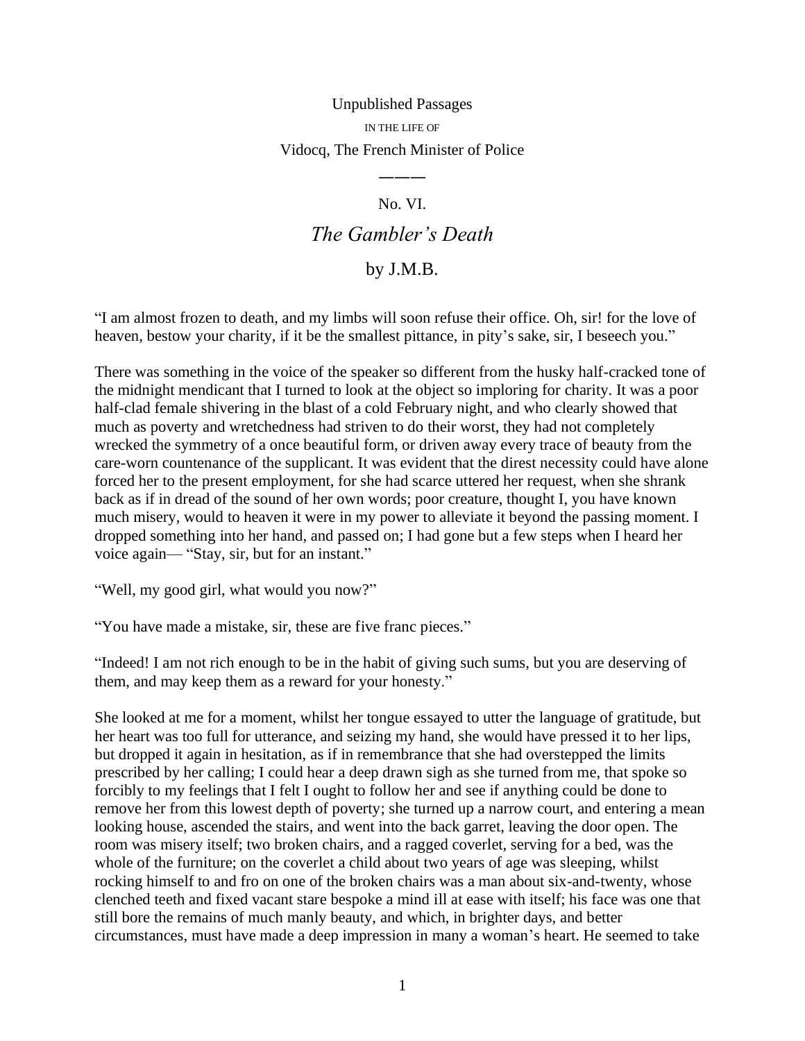Unpublished Passages

IN THE LIFE OF

Vidocq, The French Minister of Police

———

No. VI.

# *The Gambler's Death*

by J.M.B.

"I am almost frozen to death, and my limbs will soon refuse their office. Oh, sir! for the love of heaven, bestow your charity, if it be the smallest pittance, in pity's sake, sir, I beseech you."

There was something in the voice of the speaker so different from the husky half-cracked tone of the midnight mendicant that I turned to look at the object so imploring for charity. It was a poor half-clad female shivering in the blast of a cold February night, and who clearly showed that much as poverty and wretchedness had striven to do their worst, they had not completely wrecked the symmetry of a once beautiful form, or driven away every trace of beauty from the care-worn countenance of the supplicant. It was evident that the direst necessity could have alone forced her to the present employment, for she had scarce uttered her request, when she shrank back as if in dread of the sound of her own words; poor creature, thought I, you have known much misery, would to heaven it were in my power to alleviate it beyond the passing moment. I dropped something into her hand, and passed on; I had gone but a few steps when I heard her voice again— "Stay, sir, but for an instant."

"Well, my good girl, what would you now?"

"You have made a mistake, sir, these are five franc pieces."

"Indeed! I am not rich enough to be in the habit of giving such sums, but you are deserving of them, and may keep them as a reward for your honesty."

She looked at me for a moment, whilst her tongue essayed to utter the language of gratitude, but her heart was too full for utterance, and seizing my hand, she would have pressed it to her lips, but dropped it again in hesitation, as if in remembrance that she had overstepped the limits prescribed by her calling; I could hear a deep drawn sigh as she turned from me, that spoke so forcibly to my feelings that I felt I ought to follow her and see if anything could be done to remove her from this lowest depth of poverty; she turned up a narrow court, and entering a mean looking house, ascended the stairs, and went into the back garret, leaving the door open. The room was misery itself; two broken chairs, and a ragged coverlet, serving for a bed, was the whole of the furniture; on the coverlet a child about two years of age was sleeping, whilst rocking himself to and fro on one of the broken chairs was a man about six-and-twenty, whose clenched teeth and fixed vacant stare bespoke a mind ill at ease with itself; his face was one that still bore the remains of much manly beauty, and which, in brighter days, and better circumstances, must have made a deep impression in many a woman's heart. He seemed to take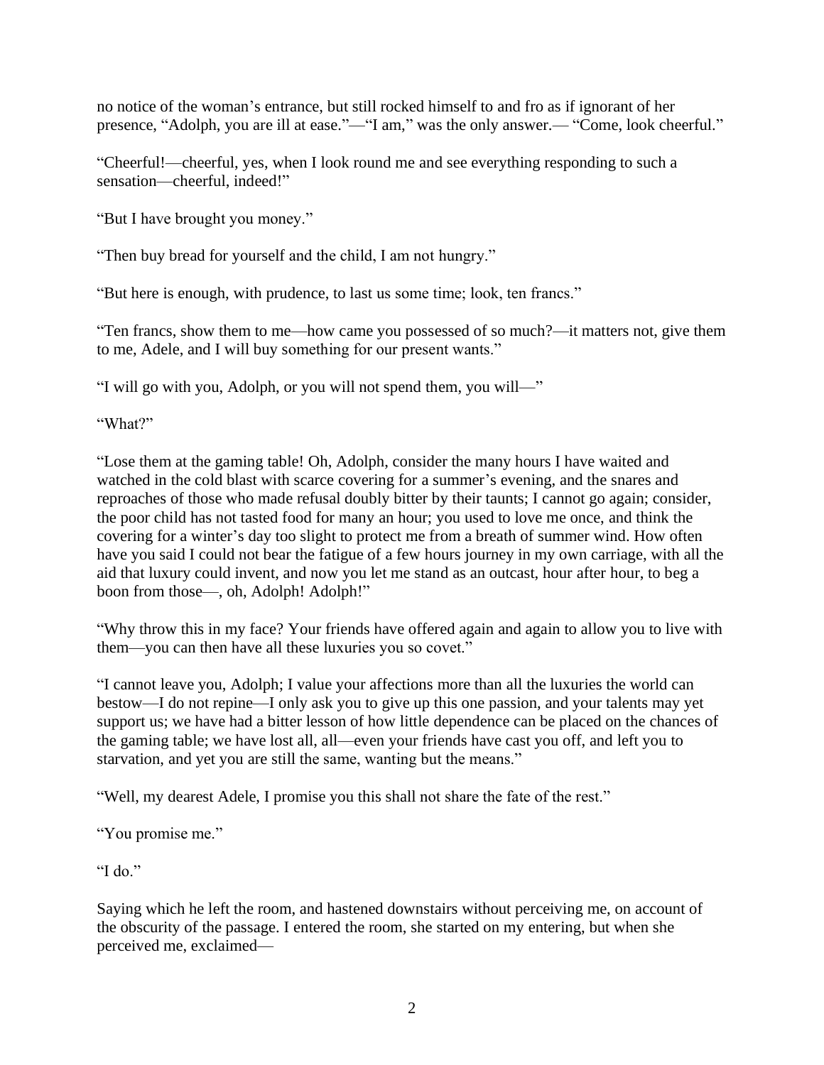no notice of the woman's entrance, but still rocked himself to and fro as if ignorant of her presence, "Adolph, you are ill at ease."—"I am," was the only answer.— "Come, look cheerful."

"Cheerful!—cheerful, yes, when I look round me and see everything responding to such a sensation—cheerful, indeed!"

"But I have brought you money."

"Then buy bread for yourself and the child, I am not hungry."

"But here is enough, with prudence, to last us some time; look, ten francs."

"Ten francs, show them to me—how came you possessed of so much?—it matters not, give them to me, Adele, and I will buy something for our present wants."

"I will go with you, Adolph, or you will not spend them, you will—"

"What?"

"Lose them at the gaming table! Oh, Adolph, consider the many hours I have waited and watched in the cold blast with scarce covering for a summer's evening, and the snares and reproaches of those who made refusal doubly bitter by their taunts; I cannot go again; consider, the poor child has not tasted food for many an hour; you used to love me once, and think the covering for a winter's day too slight to protect me from a breath of summer wind. How often have you said I could not bear the fatigue of a few hours journey in my own carriage, with all the aid that luxury could invent, and now you let me stand as an outcast, hour after hour, to beg a boon from those—, oh, Adolph! Adolph!"

"Why throw this in my face? Your friends have offered again and again to allow you to live with them—you can then have all these luxuries you so covet."

"I cannot leave you, Adolph; I value your affections more than all the luxuries the world can bestow—I do not repine—I only ask you to give up this one passion, and your talents may yet support us; we have had a bitter lesson of how little dependence can be placed on the chances of the gaming table; we have lost all, all—even your friends have cast you off, and left you to starvation, and yet you are still the same, wanting but the means."

"Well, my dearest Adele, I promise you this shall not share the fate of the rest."

"You promise me."

"I do."

Saying which he left the room, and hastened downstairs without perceiving me, on account of the obscurity of the passage. I entered the room, she started on my entering, but when she perceived me, exclaimed—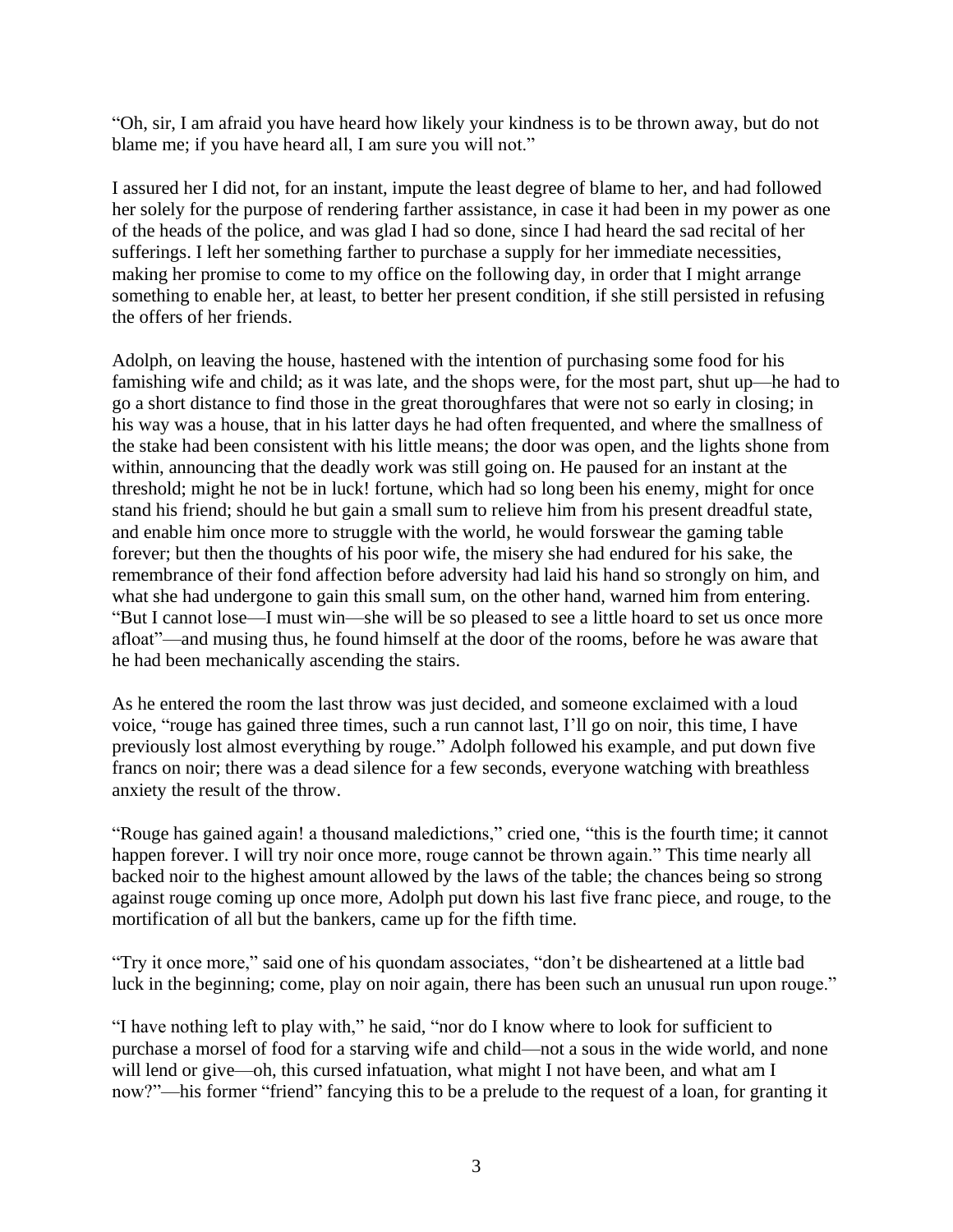"Oh, sir, I am afraid you have heard how likely your kindness is to be thrown away, but do not blame me; if you have heard all, I am sure you will not."

I assured her I did not, for an instant, impute the least degree of blame to her, and had followed her solely for the purpose of rendering farther assistance, in case it had been in my power as one of the heads of the police, and was glad I had so done, since I had heard the sad recital of her sufferings. I left her something farther to purchase a supply for her immediate necessities, making her promise to come to my office on the following day, in order that I might arrange something to enable her, at least, to better her present condition, if she still persisted in refusing the offers of her friends.

Adolph, on leaving the house, hastened with the intention of purchasing some food for his famishing wife and child; as it was late, and the shops were, for the most part, shut up—he had to go a short distance to find those in the great thoroughfares that were not so early in closing; in his way was a house, that in his latter days he had often frequented, and where the smallness of the stake had been consistent with his little means; the door was open, and the lights shone from within, announcing that the deadly work was still going on. He paused for an instant at the threshold; might he not be in luck! fortune, which had so long been his enemy, might for once stand his friend; should he but gain a small sum to relieve him from his present dreadful state, and enable him once more to struggle with the world, he would forswear the gaming table forever; but then the thoughts of his poor wife, the misery she had endured for his sake, the remembrance of their fond affection before adversity had laid his hand so strongly on him, and what she had undergone to gain this small sum, on the other hand, warned him from entering. "But I cannot lose—I must win—she will be so pleased to see a little hoard to set us once more afloat"—and musing thus, he found himself at the door of the rooms, before he was aware that he had been mechanically ascending the stairs.

As he entered the room the last throw was just decided, and someone exclaimed with a loud voice, "rouge has gained three times, such a run cannot last, I'll go on noir, this time, I have previously lost almost everything by rouge." Adolph followed his example, and put down five francs on noir; there was a dead silence for a few seconds, everyone watching with breathless anxiety the result of the throw.

"Rouge has gained again! a thousand maledictions," cried one, "this is the fourth time; it cannot happen forever. I will try noir once more, rouge cannot be thrown again." This time nearly all backed noir to the highest amount allowed by the laws of the table; the chances being so strong against rouge coming up once more, Adolph put down his last five franc piece, and rouge, to the mortification of all but the bankers, came up for the fifth time.

"Try it once more," said one of his quondam associates, "don't be disheartened at a little bad luck in the beginning; come, play on noir again, there has been such an unusual run upon rouge."

"I have nothing left to play with," he said, "nor do I know where to look for sufficient to purchase a morsel of food for a starving wife and child—not a sous in the wide world, and none will lend or give—oh, this cursed infatuation, what might I not have been, and what am I now?"—his former "friend" fancying this to be a prelude to the request of a loan, for granting it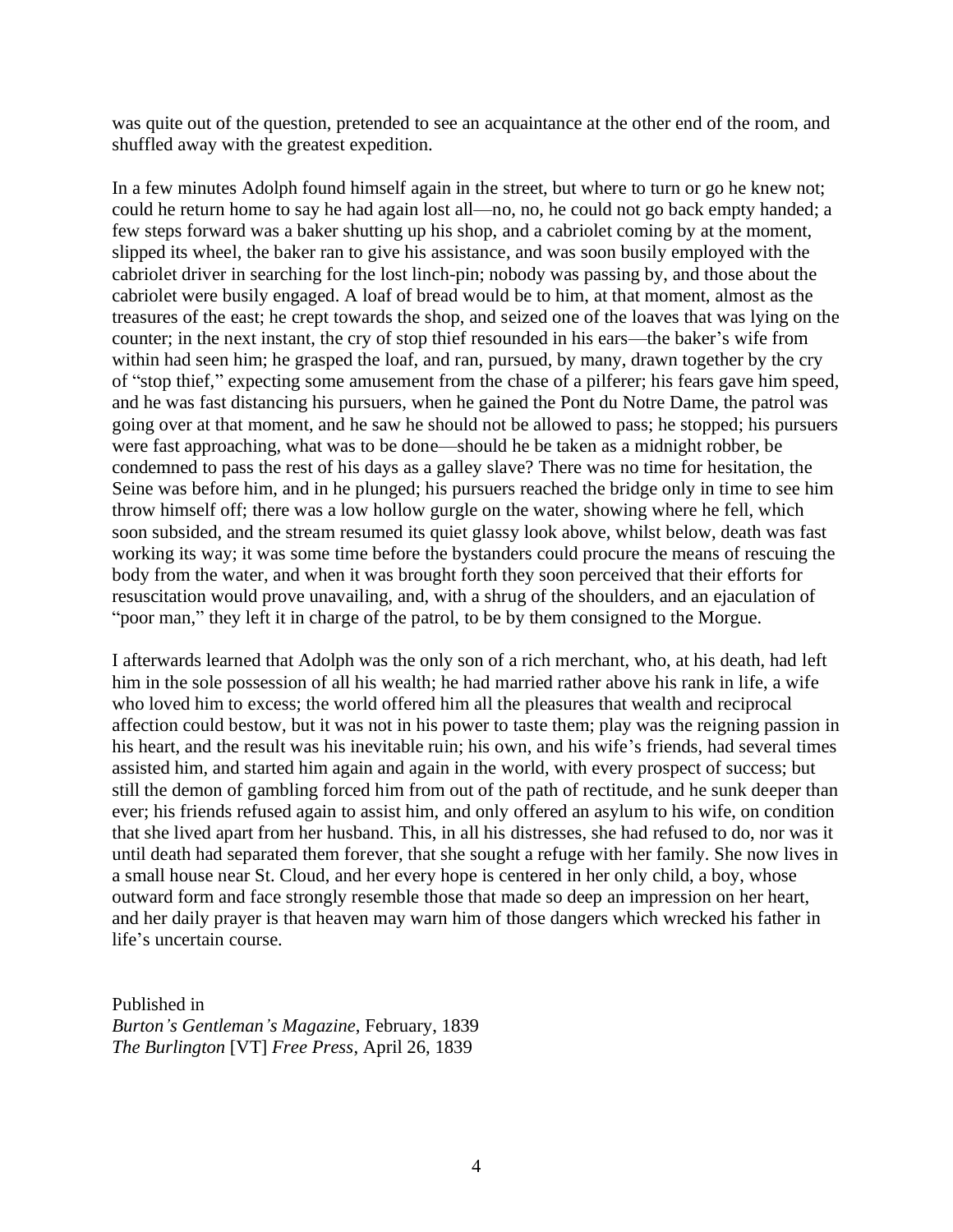was quite out of the question, pretended to see an acquaintance at the other end of the room, and shuffled away with the greatest expedition.

In a few minutes Adolph found himself again in the street, but where to turn or go he knew not; could he return home to say he had again lost all—no, no, he could not go back empty handed; a few steps forward was a baker shutting up his shop, and a cabriolet coming by at the moment, slipped its wheel, the baker ran to give his assistance, and was soon busily employed with the cabriolet driver in searching for the lost linch-pin; nobody was passing by, and those about the cabriolet were busily engaged. A loaf of bread would be to him, at that moment, almost as the treasures of the east; he crept towards the shop, and seized one of the loaves that was lying on the counter; in the next instant, the cry of stop thief resounded in his ears—the baker's wife from within had seen him; he grasped the loaf, and ran, pursued, by many, drawn together by the cry of "stop thief," expecting some amusement from the chase of a pilferer; his fears gave him speed, and he was fast distancing his pursuers, when he gained the Pont du Notre Dame, the patrol was going over at that moment, and he saw he should not be allowed to pass; he stopped; his pursuers were fast approaching, what was to be done—should he be taken as a midnight robber, be condemned to pass the rest of his days as a galley slave? There was no time for hesitation, the Seine was before him, and in he plunged; his pursuers reached the bridge only in time to see him throw himself off; there was a low hollow gurgle on the water, showing where he fell, which soon subsided, and the stream resumed its quiet glassy look above, whilst below, death was fast working its way; it was some time before the bystanders could procure the means of rescuing the body from the water, and when it was brought forth they soon perceived that their efforts for resuscitation would prove unavailing, and, with a shrug of the shoulders, and an ejaculation of "poor man," they left it in charge of the patrol, to be by them consigned to the Morgue.

I afterwards learned that Adolph was the only son of a rich merchant, who, at his death, had left him in the sole possession of all his wealth; he had married rather above his rank in life, a wife who loved him to excess; the world offered him all the pleasures that wealth and reciprocal affection could bestow, but it was not in his power to taste them; play was the reigning passion in his heart, and the result was his inevitable ruin; his own, and his wife's friends, had several times assisted him, and started him again and again in the world, with every prospect of success; but still the demon of gambling forced him from out of the path of rectitude, and he sunk deeper than ever; his friends refused again to assist him, and only offered an asylum to his wife, on condition that she lived apart from her husband. This, in all his distresses, she had refused to do, nor was it until death had separated them forever, that she sought a refuge with her family. She now lives in a small house near St. Cloud, and her every hope is centered in her only child, a boy, whose outward form and face strongly resemble those that made so deep an impression on her heart, and her daily prayer is that heaven may warn him of those dangers which wrecked his father in life's uncertain course.

Published in  
*Burton's Gentleman's Magazine*, February, 1839  
*The Burlington* [VT] *Free Press*, April 26, 1839